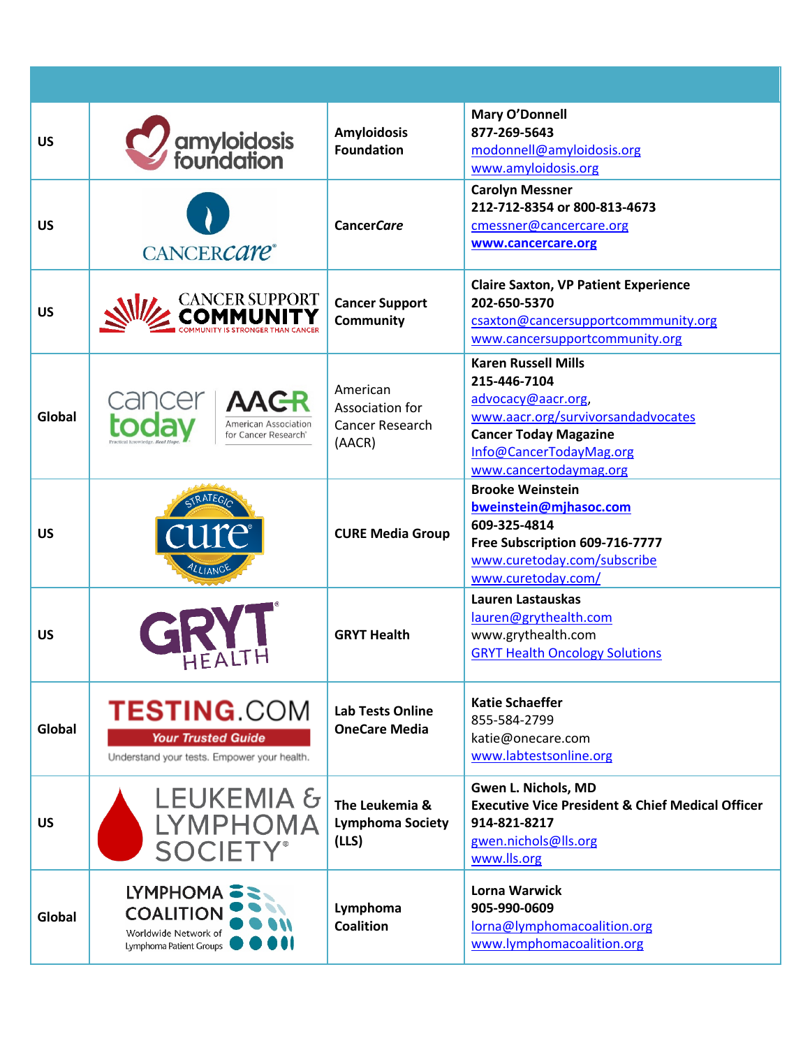| | | | |
|---|---|---|---|
| US | amyloidosis foundation | **Amyloidosis Foundation** | **Mary O'Donnell**<br>**877-269-5643**<br>modonnell@amyloidosis.org<br>www.amyloidosis.org |
| US | CANCERcare® | **Cancer*Care*** | **Carolyn Messner**<br>**212-712-8354 or 800-813-4673**<br>cmessner@cancercare.org<br>**www.cancercare.org** |
| US | CANCER SUPPORT COMMUNITY<br>COMMUNITY IS STRONGER THAN CANCER | **Cancer Support Community** | **Claire Saxton, VP Patient Experience**<br>**202-650-5370**<br>csaxton@cancersupportcommmunity.org<br>www.cancersupportcommunity.org |
| Global | cancer today<br>Practical knowledge. Real Hope.<br>AACR American Association for Cancer Research® | American Association for Cancer Research (AACR) | **Karen Russell Mills**<br>**215-446-7104**<br>advocacy@aacr.org,<br>www.aacr.org/survivorsandadvocates<br>**Cancer Today Magazine**<br>Info@CancerTodayMag.org<br>www.cancertodaymag.org |
| US | STRATEGIC cure® ALLIANCE | **CURE Media Group** | **Brooke Weinstein**<br>**bweinstein@mjhasoc.com**<br>**609-325-4814**<br>**Free Subscription 609-716-7777**<br>www.curetoday.com/subscribe<br>www.curetoday.com/ |
| US | GRYT® HEALTH | **GRYT Health** | **Lauren Lastauskas**<br>lauren@grythealth.com<br>www.grythealth.com<br>GRYT Health Oncology Solutions |
| Global | TESTING.COM<br>Your Trusted Guide<br>Understand your tests. Empower your health. | **Lab Tests Online OneCare Media** | **Katie Schaeffer**<br>855-584-2799<br>katie@onecare.com<br>www.labtestsonline.org |
| US | LEUKEMIA & LYMPHOMA SOCIETY® | **The Leukemia & Lymphoma Society (LLS)** | **Gwen L. Nichols, MD**<br>**Executive Vice President & Chief Medical Officer**<br>**914-821-8217**<br>gwen.nichols@lls.org<br>www.lls.org |
| Global | LYMPHOMA COALITION<br>Worldwide Network of Lymphoma Patient Groups | **Lymphoma Coalition** | **Lorna Warwick**<br>**905-990-0609**<br>lorna@lymphomacoalition.org<br>www.lymphomacoalition.org |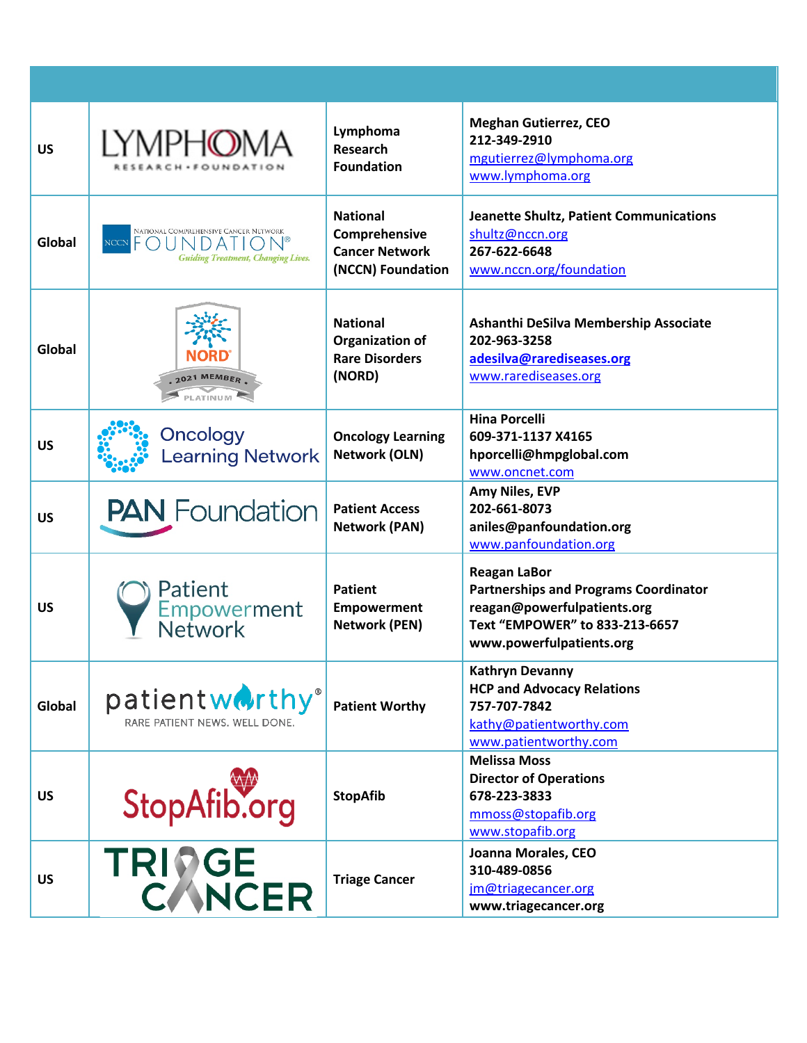| | | | |
|---|---|---|---|
| US | LYMPHOMA RESEARCH • FOUNDATION | Lymphoma Research Foundation | Meghan Gutierrez, CEO<br>212-349-2910<br>mgutierrez@lymphoma.org<br>www.lymphoma.org |
| Global | NATIONAL COMPREHENSIVE CANCER NETWORK NCCN FOUNDATION® Guiding Treatment, Changing Lives. | National Comprehensive Cancer Network (NCCN) Foundation | Jeanette Shultz, Patient Communications<br>shultz@nccn.org<br>267-622-6648<br>www.nccn.org/foundation |
| Global | NORD® 2021 MEMBER PLATINUM | National Organization of Rare Disorders (NORD) | Ashanthi DeSilva Membership Associate<br>202-963-3258<br>adesilva@rarediseases.org<br>www.rarediseases.org |
| US | Oncology Learning Network | Oncology Learning Network (OLN) | Hina Porcelli<br>609-371-1137 X4165<br>hporcelli@hmpglobal.com<br>www.oncnet.com |
| US | PAN Foundation | Patient Access Network (PAN) | Amy Niles, EVP<br>202-661-8073<br>aniles@panfoundation.org<br>www.panfoundation.org |
| US | Patient Empowerment Network | Patient Empowerment Network (PEN) | Reagan LaBor<br>Partnerships and Programs Coordinator<br>reagan@powerfulpatients.org<br>Text "EMPOWER" to 833-213-6657<br>www.powerfulpatients.org |
| Global | patientworthy® RARE PATIENT NEWS. WELL DONE. | Patient Worthy | Kathryn Devanny<br>HCP and Advocacy Relations<br>757-707-7842<br>kathy@patientworthy.com<br>www.patientworthy.com |
| US | StopAfib.org | StopAfib | Melissa Moss<br>Director of Operations<br>678-223-3833<br>mmoss@stopafib.org<br>www.stopafib.org |
| US | TRIAGE CANCER | Triage Cancer | Joanna Morales, CEO<br>310-489-0856<br>jm@triagecancer.org<br>www.triagecancer.org |